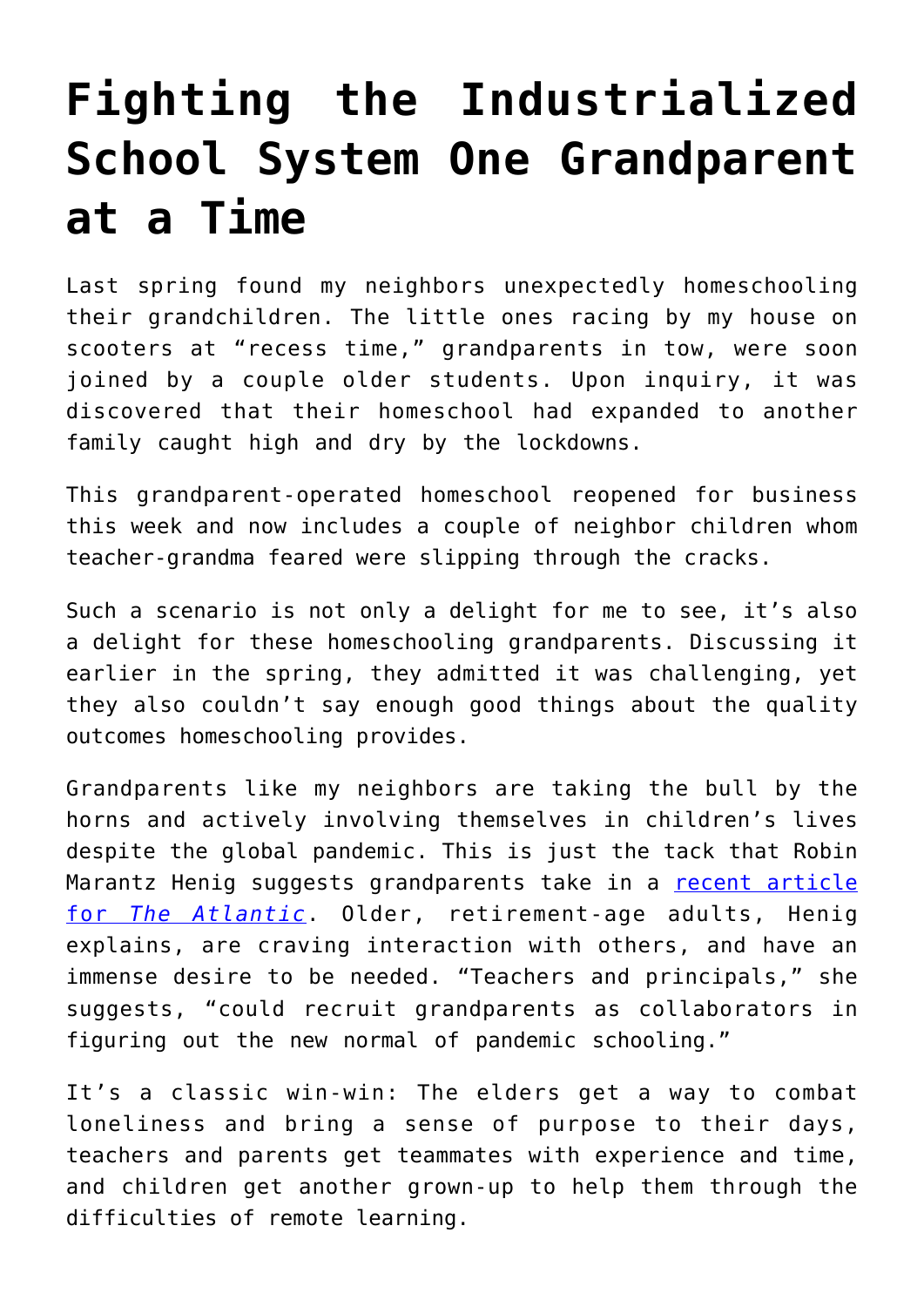# Fighting the Industrialized School System One Grandparent at a Time

Last spring found my neighbors unexpectedly homeschooling their grandchildren. The little ones racing by my house on scooters at "recess time," grandparents in tow, were soon joined by a couple older students. Upon inquiry, it was discovered that their homeschool had expanded to another family caught high and dry by the lockdowns.

This grandparent-operated homeschool reopened for business this week and now includes a couple of neighbor children whom teacher-grandma feared were slipping through the cracks.

Such a scenario is not only a delight for me to see, it's also a delight for these homeschooling grandparents. Discussing it earlier in the spring, they admitted it was challenging, yet they also couldn't say enough good things about the quality outcomes homeschooling provides.

Grandparents like my neighbors are taking the bull by the horns and actively involving themselves in children's lives despite the global pandemic. This is just the tack that Robin Marantz Henig suggests grandparents take in a recent article for *The Atlantic*. Older, retirement-age adults, Henig explains, are craving interaction with others, and have an immense desire to be needed. "Teachers and principals," she suggests, "could recruit grandparents as collaborators in figuring out the new normal of pandemic schooling."

It's a classic win-win: The elders get a way to combat loneliness and bring a sense of purpose to their days, teachers and parents get teammates with experience and time, and children get another grown-up to help them through the difficulties of remote learning.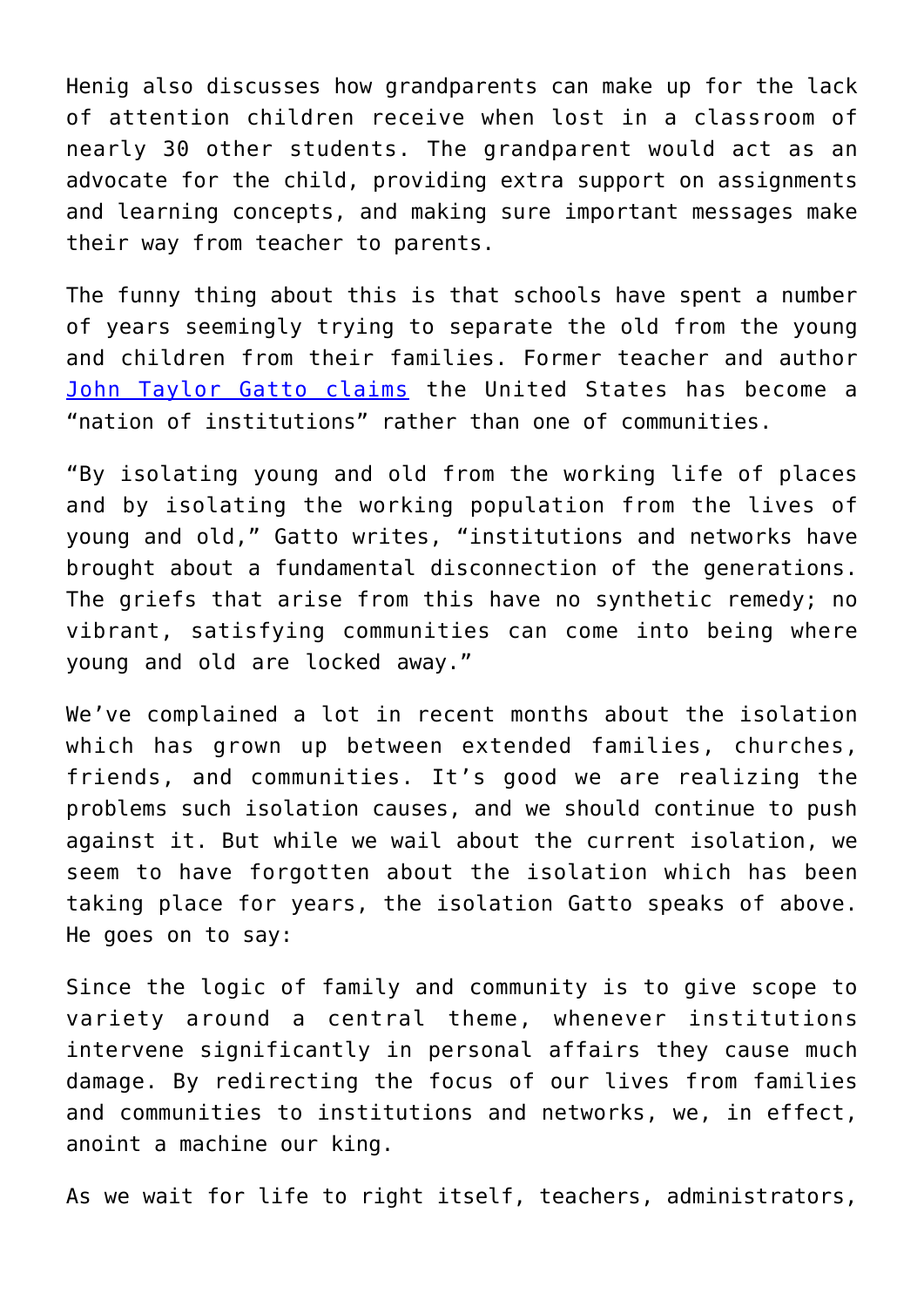Henig also discusses how grandparents can make up for the lack of attention children receive when lost in a classroom of nearly 30 other students. The grandparent would act as an advocate for the child, providing extra support on assignments and learning concepts, and making sure important messages make their way from teacher to parents.

The funny thing about this is that schools have spent a number of years seemingly trying to separate the old from the young and children from their families. Former teacher and author John Taylor Gatto claims the United States has become a "nation of institutions" rather than one of communities.

"By isolating young and old from the working life of places and by isolating the working population from the lives of young and old," Gatto writes, "institutions and networks have brought about a fundamental disconnection of the generations. The griefs that arise from this have no synthetic remedy; no vibrant, satisfying communities can come into being where young and old are locked away."

We've complained a lot in recent months about the isolation which has grown up between extended families, churches, friends, and communities. It's good we are realizing the problems such isolation causes, and we should continue to push against it. But while we wail about the current isolation, we seem to have forgotten about the isolation which has been taking place for years, the isolation Gatto speaks of above. He goes on to say:

Since the logic of family and community is to give scope to variety around a central theme, whenever institutions intervene significantly in personal affairs they cause much damage. By redirecting the focus of our lives from families and communities to institutions and networks, we, in effect, anoint a machine our king.

As we wait for life to right itself, teachers, administrators,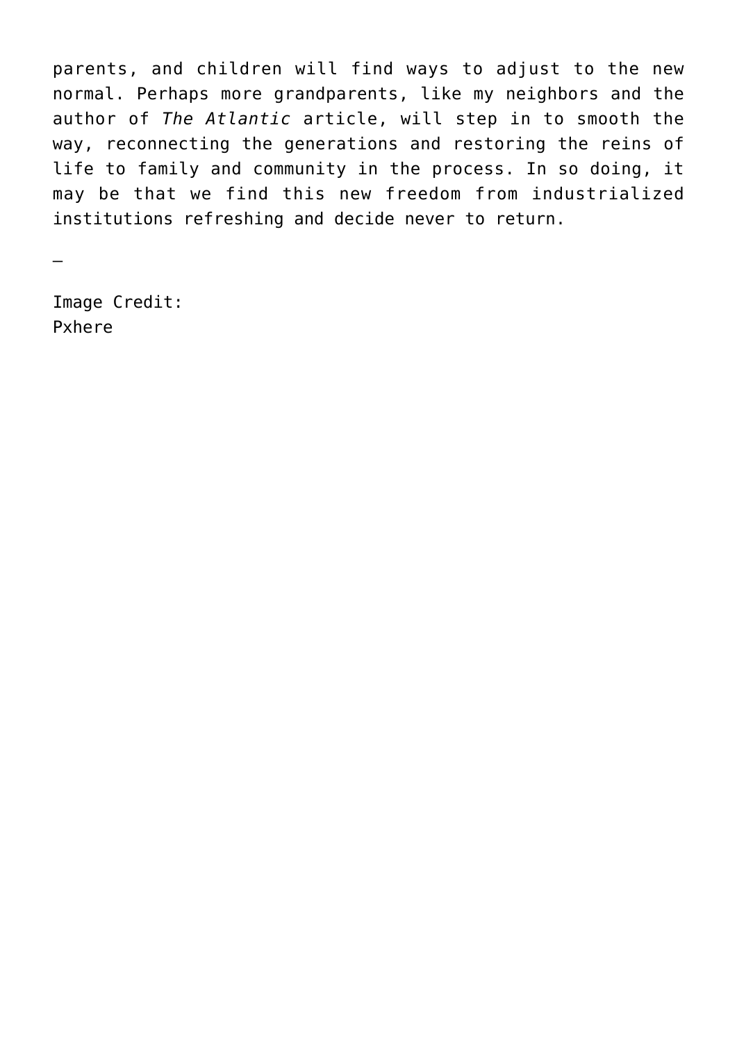parents, and children will find ways to adjust to the new normal. Perhaps more grandparents, like my neighbors and the author of *The Atlantic* article, will step in to smooth the way, reconnecting the generations and restoring the reins of life to family and community in the process. In so doing, it may be that we find this new freedom from industrialized institutions refreshing and decide never to return.

—

Image Credit:
Pxhere